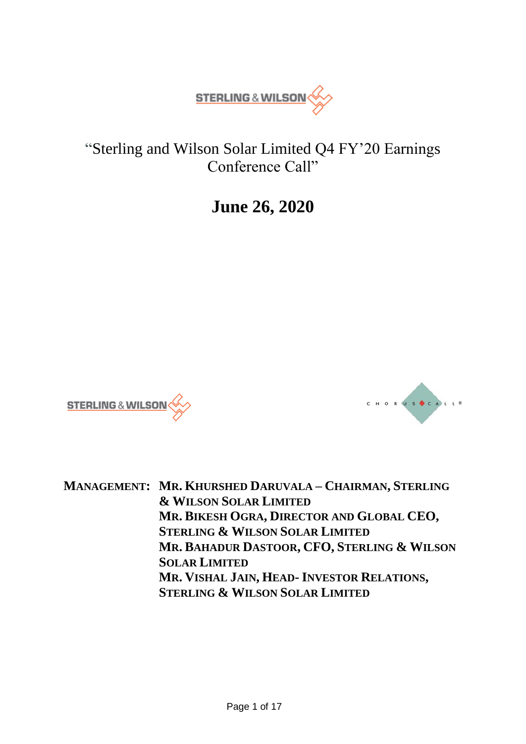# "Sterling and Wilson Solar Limited Q4 FY'20 Earnings Conference Call"

## June 26, 2020

**MANAGEMENT:** **MR. KHURSHED DARUVALA – CHAIRMAN, STERLING & WILSON SOLAR LIMITED**
**MR. BIKESH OGRA, DIRECTOR AND GLOBAL CEO, STERLING & WILSON SOLAR LIMITED**
**MR. BAHADUR DASTOOR, CFO, STERLING & WILSON SOLAR LIMITED**
**MR. VISHAL JAIN, HEAD- INVESTOR RELATIONS, STERLING & WILSON SOLAR LIMITED**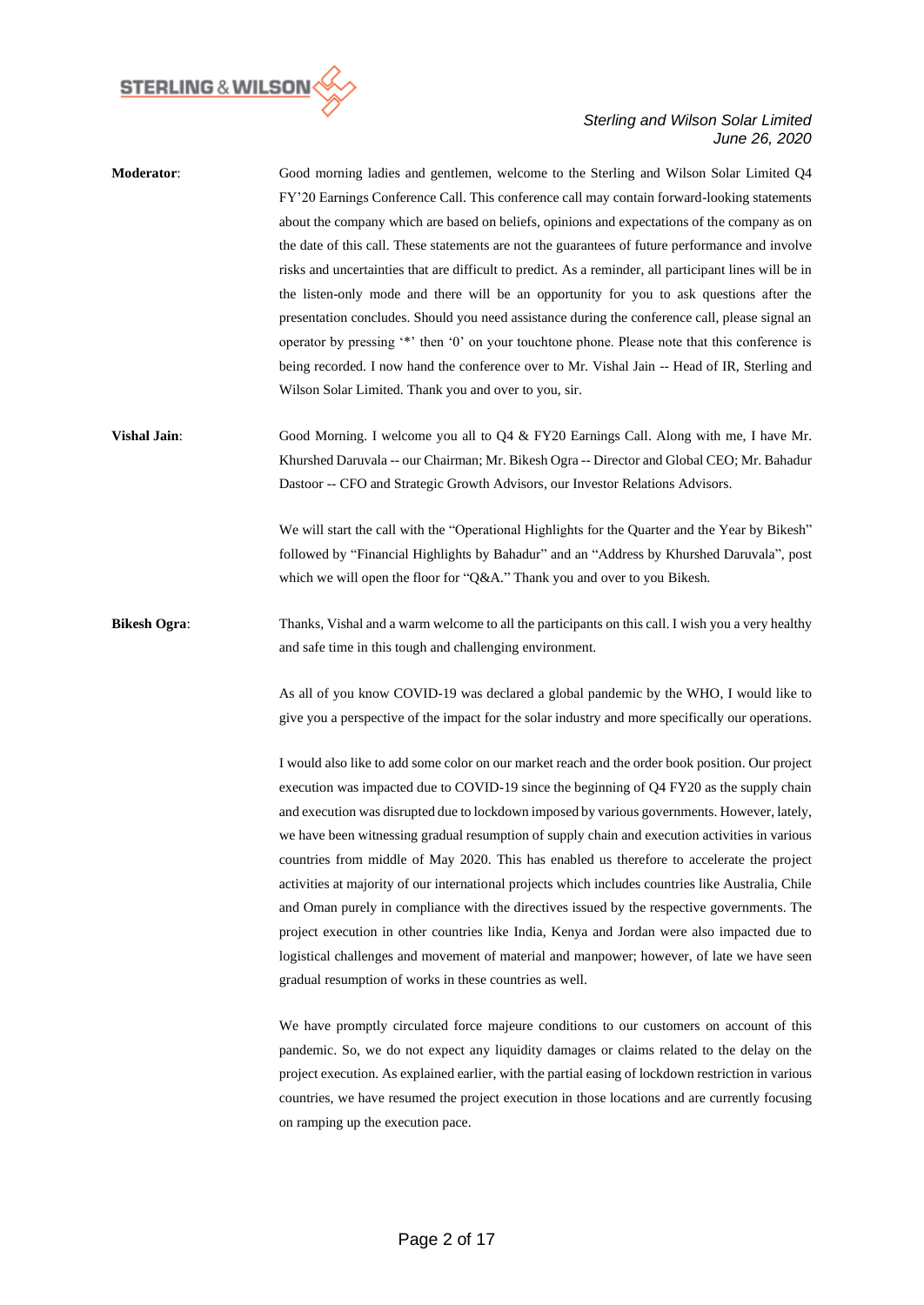**Moderator**: Good morning ladies and gentlemen, welcome to the Sterling and Wilson Solar Limited Q4 FY'20 Earnings Conference Call. This conference call may contain forward-looking statements about the company which are based on beliefs, opinions and expectations of the company as on the date of this call. These statements are not the guarantees of future performance and involve risks and uncertainties that are difficult to predict. As a reminder, all participant lines will be in the listen-only mode and there will be an opportunity for you to ask questions after the presentation concludes. Should you need assistance during the conference call, please signal an operator by pressing '*' then '0' on your touchtone phone. Please note that this conference is being recorded. I now hand the conference over to Mr. Vishal Jain -- Head of IR, Sterling and Wilson Solar Limited. Thank you and over to you, sir.

**Vishal Jain**: Good Morning. I welcome you all to Q4 & FY20 Earnings Call. Along with me, I have Mr. Khurshed Daruvala -- our Chairman; Mr. Bikesh Ogra -- Director and Global CEO; Mr. Bahadur Dastoor -- CFO and Strategic Growth Advisors, our Investor Relations Advisors.

We will start the call with the "Operational Highlights for the Quarter and the Year by Bikesh" followed by "Financial Highlights by Bahadur" and an "Address by Khurshed Daruvala", post which we will open the floor for "Q&A." Thank you and over to you Bikesh.

**Bikesh Ogra**: Thanks, Vishal and a warm welcome to all the participants on this call. I wish you a very healthy and safe time in this tough and challenging environment.

As all of you know COVID-19 was declared a global pandemic by the WHO, I would like to give you a perspective of the impact for the solar industry and more specifically our operations.

I would also like to add some color on our market reach and the order book position. Our project execution was impacted due to COVID-19 since the beginning of Q4 FY20 as the supply chain and execution was disrupted due to lockdown imposed by various governments. However, lately, we have been witnessing gradual resumption of supply chain and execution activities in various countries from middle of May 2020. This has enabled us therefore to accelerate the project activities at majority of our international projects which includes countries like Australia, Chile and Oman purely in compliance with the directives issued by the respective governments. The project execution in other countries like India, Kenya and Jordan were also impacted due to logistical challenges and movement of material and manpower; however, of late we have seen gradual resumption of works in these countries as well.

We have promptly circulated force majeure conditions to our customers on account of this pandemic. So, we do not expect any liquidity damages or claims related to the delay on the project execution. As explained earlier, with the partial easing of lockdown restriction in various countries, we have resumed the project execution in those locations and are currently focusing on ramping up the execution pace.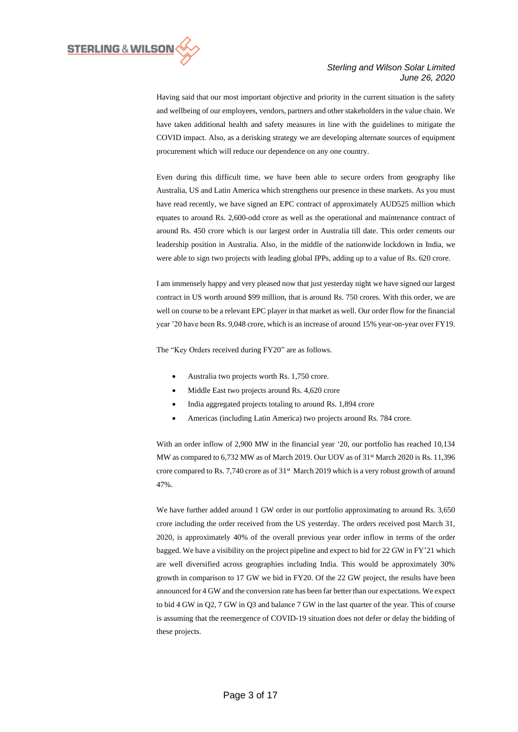Having said that our most important objective and priority in the current situation is the safety and wellbeing of our employees, vendors, partners and other stakeholders in the value chain. We have taken additional health and safety measures in line with the guidelines to mitigate the COVID impact. Also, as a derisking strategy we are developing alternate sources of equipment procurement which will reduce our dependence on any one country.

Even during this difficult time, we have been able to secure orders from geography like Australia, US and Latin America which strengthens our presence in these markets. As you must have read recently, we have signed an EPC contract of approximately AUD525 million which equates to around Rs. 2,600-odd crore as well as the operational and maintenance contract of around Rs. 450 crore which is our largest order in Australia till date. This order cements our leadership position in Australia. Also, in the middle of the nationwide lockdown in India, we were able to sign two projects with leading global IPPs, adding up to a value of Rs. 620 crore.

I am immensely happy and very pleased now that just yesterday night we have signed our largest contract in US worth around $99 million, that is around Rs. 750 crores. With this order, we are well on course to be a relevant EPC player in that market as well. Our order flow for the financial year '20 have been Rs. 9,048 crore, which is an increase of around 15% year-on-year over FY19.

The "Key Orders received during FY20" are as follows.

- Australia two projects worth Rs. 1,750 crore.
- Middle East two projects around Rs. 4,620 crore
- India aggregated projects totaling to around Rs. 1,894 crore
- Americas (including Latin America) two projects around Rs. 784 crore.

With an order inflow of 2,900 MW in the financial year '20, our portfolio has reached 10,134 MW as compared to 6,732 MW as of March 2019. Our UOV as of 31st March 2020 is Rs. 11,396 crore compared to Rs. 7,740 crore as of 31st March 2019 which is a very robust growth of around 47%.

We have further added around 1 GW order in our portfolio approximating to around Rs. 3,650 crore including the order received from the US yesterday. The orders received post March 31, 2020, is approximately 40% of the overall previous year order inflow in terms of the order bagged. We have a visibility on the project pipeline and expect to bid for 22 GW in FY'21 which are well diversified across geographies including India. This would be approximately 30% growth in comparison to 17 GW we bid in FY20. Of the 22 GW project, the results have been announced for 4 GW and the conversion rate has been far better than our expectations. We expect to bid 4 GW in Q2, 7 GW in Q3 and balance 7 GW in the last quarter of the year. This of course is assuming that the reemergence of COVID-19 situation does not defer or delay the bidding of these projects.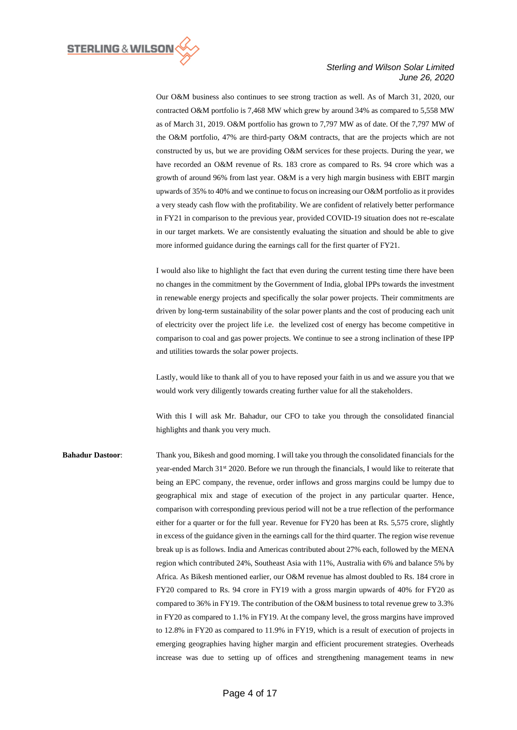Our O&M business also continues to see strong traction as well. As of March 31, 2020, our contracted O&M portfolio is 7,468 MW which grew by around 34% as compared to 5,558 MW as of March 31, 2019. O&M portfolio has grown to 7,797 MW as of date. Of the 7,797 MW of the O&M portfolio, 47% are third-party O&M contracts, that are the projects which are not constructed by us, but we are providing O&M services for these projects. During the year, we have recorded an O&M revenue of Rs. 183 crore as compared to Rs. 94 crore which was a growth of around 96% from last year. O&M is a very high margin business with EBIT margin upwards of 35% to 40% and we continue to focus on increasing our O&M portfolio as it provides a very steady cash flow with the profitability. We are confident of relatively better performance in FY21 in comparison to the previous year, provided COVID-19 situation does not re-escalate in our target markets. We are consistently evaluating the situation and should be able to give more informed guidance during the earnings call for the first quarter of FY21.

I would also like to highlight the fact that even during the current testing time there have been no changes in the commitment by the Government of India, global IPPs towards the investment in renewable energy projects and specifically the solar power projects. Their commitments are driven by long-term sustainability of the solar power plants and the cost of producing each unit of electricity over the project life i.e. the levelized cost of energy has become competitive in comparison to coal and gas power projects. We continue to see a strong inclination of these IPP and utilities towards the solar power projects.

Lastly, would like to thank all of you to have reposed your faith in us and we assure you that we would work very diligently towards creating further value for all the stakeholders.

With this I will ask Mr. Bahadur, our CFO to take you through the consolidated financial highlights and thank you very much.

**Bahadur Dastoor**: Thank you, Bikesh and good morning. I will take you through the consolidated financials for the year-ended March 31st 2020. Before we run through the financials, I would like to reiterate that being an EPC company, the revenue, order inflows and gross margins could be lumpy due to geographical mix and stage of execution of the project in any particular quarter. Hence, comparison with corresponding previous period will not be a true reflection of the performance either for a quarter or for the full year. Revenue for FY20 has been at Rs. 5,575 crore, slightly in excess of the guidance given in the earnings call for the third quarter. The region wise revenue break up is as follows. India and Americas contributed about 27% each, followed by the MENA region which contributed 24%, Southeast Asia with 11%, Australia with 6% and balance 5% by Africa. As Bikesh mentioned earlier, our O&M revenue has almost doubled to Rs. 184 crore in FY20 compared to Rs. 94 crore in FY19 with a gross margin upwards of 40% for FY20 as compared to 36% in FY19. The contribution of the O&M business to total revenue grew to 3.3% in FY20 as compared to 1.1% in FY19. At the company level, the gross margins have improved to 12.8% in FY20 as compared to 11.9% in FY19, which is a result of execution of projects in emerging geographies having higher margin and efficient procurement strategies. Overheads increase was due to setting up of offices and strengthening management teams in new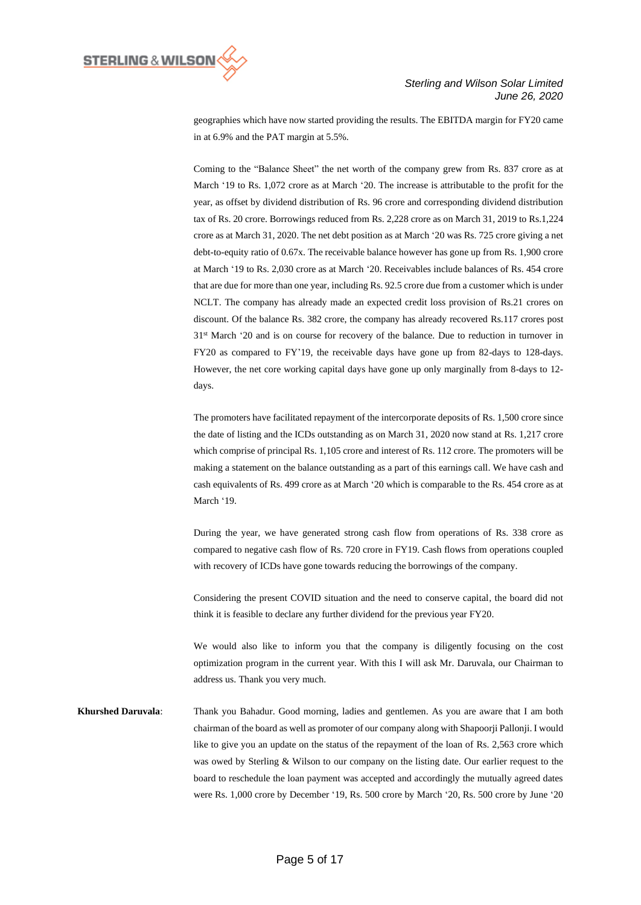geographies which have now started providing the results. The EBITDA margin for FY20 came in at 6.9% and the PAT margin at 5.5%.

Coming to the "Balance Sheet" the net worth of the company grew from Rs. 837 crore as at March '19 to Rs. 1,072 crore as at March '20. The increase is attributable to the profit for the year, as offset by dividend distribution of Rs. 96 crore and corresponding dividend distribution tax of Rs. 20 crore. Borrowings reduced from Rs. 2,228 crore as on March 31, 2019 to Rs.1,224 crore as at March 31, 2020. The net debt position as at March '20 was Rs. 725 crore giving a net debt-to-equity ratio of 0.67x. The receivable balance however has gone up from Rs. 1,900 crore at March '19 to Rs. 2,030 crore as at March '20. Receivables include balances of Rs. 454 crore that are due for more than one year, including Rs. 92.5 crore due from a customer which is under NCLT. The company has already made an expected credit loss provision of Rs.21 crores on discount. Of the balance Rs. 382 crore, the company has already recovered Rs.117 crores post 31st March '20 and is on course for recovery of the balance. Due to reduction in turnover in FY20 as compared to FY'19, the receivable days have gone up from 82-days to 128-days. However, the net core working capital days have gone up only marginally from 8-days to 12-days.

The promoters have facilitated repayment of the intercorporate deposits of Rs. 1,500 crore since the date of listing and the ICDs outstanding as on March 31, 2020 now stand at Rs. 1,217 crore which comprise of principal Rs. 1,105 crore and interest of Rs. 112 crore. The promoters will be making a statement on the balance outstanding as a part of this earnings call. We have cash and cash equivalents of Rs. 499 crore as at March '20 which is comparable to the Rs. 454 crore as at March '19.

During the year, we have generated strong cash flow from operations of Rs. 338 crore as compared to negative cash flow of Rs. 720 crore in FY19. Cash flows from operations coupled with recovery of ICDs have gone towards reducing the borrowings of the company.

Considering the present COVID situation and the need to conserve capital, the board did not think it is feasible to declare any further dividend for the previous year FY20.

We would also like to inform you that the company is diligently focusing on the cost optimization program in the current year. With this I will ask Mr. Daruvala, our Chairman to address us. Thank you very much.

**Khurshed Daruvala**: Thank you Bahadur. Good morning, ladies and gentlemen. As you are aware that I am both chairman of the board as well as promoter of our company along with Shapoorji Pallonji. I would like to give you an update on the status of the repayment of the loan of Rs. 2,563 crore which was owed by Sterling & Wilson to our company on the listing date. Our earlier request to the board to reschedule the loan payment was accepted and accordingly the mutually agreed dates were Rs. 1,000 crore by December '19, Rs. 500 crore by March '20, Rs. 500 crore by June '20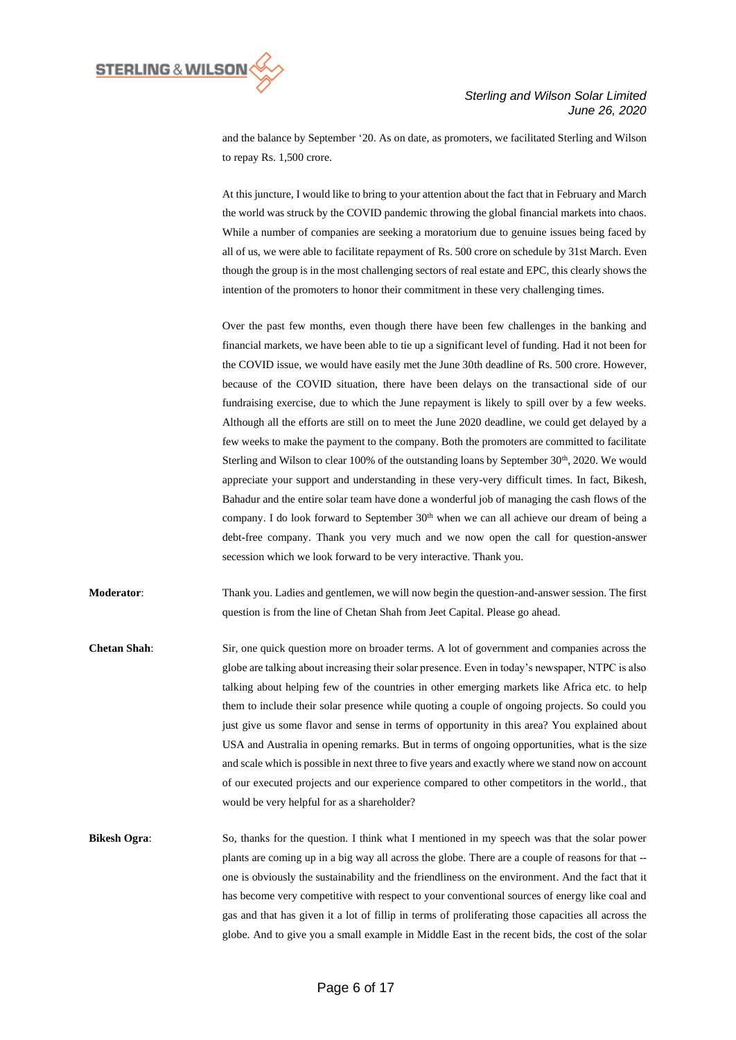and the balance by September '20. As on date, as promoters, we facilitated Sterling and Wilson to repay Rs. 1,500 crore.

At this juncture, I would like to bring to your attention about the fact that in February and March the world was struck by the COVID pandemic throwing the global financial markets into chaos. While a number of companies are seeking a moratorium due to genuine issues being faced by all of us, we were able to facilitate repayment of Rs. 500 crore on schedule by 31st March. Even though the group is in the most challenging sectors of real estate and EPC, this clearly shows the intention of the promoters to honor their commitment in these very challenging times.

Over the past few months, even though there have been few challenges in the banking and financial markets, we have been able to tie up a significant level of funding. Had it not been for the COVID issue, we would have easily met the June 30th deadline of Rs. 500 crore. However, because of the COVID situation, there have been delays on the transactional side of our fundraising exercise, due to which the June repayment is likely to spill over by a few weeks. Although all the efforts are still on to meet the June 2020 deadline, we could get delayed by a few weeks to make the payment to the company. Both the promoters are committed to facilitate Sterling and Wilson to clear 100% of the outstanding loans by September 30th, 2020. We would appreciate your support and understanding in these very-very difficult times. In fact, Bikesh, Bahadur and the entire solar team have done a wonderful job of managing the cash flows of the company. I do look forward to September 30th when we can all achieve our dream of being a debt-free company. Thank you very much and we now open the call for question-answer secession which we look forward to be very interactive. Thank you.

**Moderator**: Thank you. Ladies and gentlemen, we will now begin the question-and-answer session. The first question is from the line of Chetan Shah from Jeet Capital. Please go ahead.

**Chetan Shah**: Sir, one quick question more on broader terms. A lot of government and companies across the globe are talking about increasing their solar presence. Even in today's newspaper, NTPC is also talking about helping few of the countries in other emerging markets like Africa etc. to help them to include their solar presence while quoting a couple of ongoing projects. So could you just give us some flavor and sense in terms of opportunity in this area? You explained about USA and Australia in opening remarks. But in terms of ongoing opportunities, what is the size and scale which is possible in next three to five years and exactly where we stand now on account of our executed projects and our experience compared to other competitors in the world., that would be very helpful for as a shareholder?

**Bikesh Ogra**: So, thanks for the question. I think what I mentioned in my speech was that the solar power plants are coming up in a big way all across the globe. There are a couple of reasons for that -- one is obviously the sustainability and the friendliness on the environment. And the fact that it has become very competitive with respect to your conventional sources of energy like coal and gas and that has given it a lot of fillip in terms of proliferating those capacities all across the globe. And to give you a small example in Middle East in the recent bids, the cost of the solar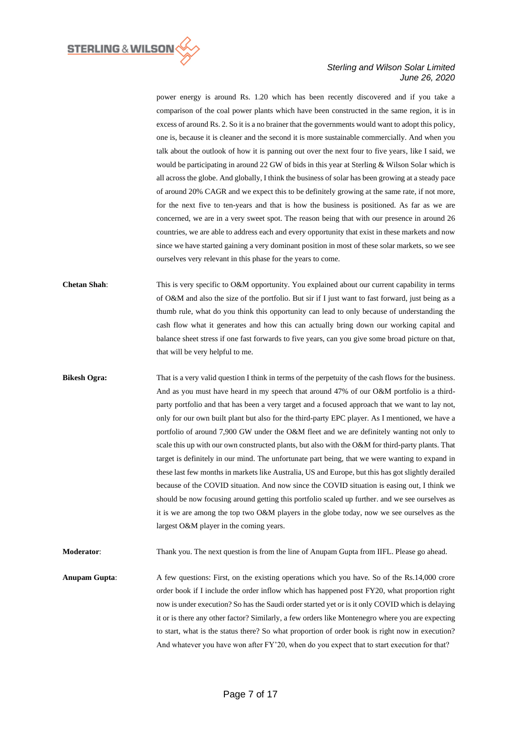power energy is around Rs. 1.20 which has been recently discovered and if you take a comparison of the coal power plants which have been constructed in the same region, it is in excess of around Rs. 2. So it is a no brainer that the governments would want to adopt this policy, one is, because it is cleaner and the second it is more sustainable commercially. And when you talk about the outlook of how it is panning out over the next four to five years, like I said, we would be participating in around 22 GW of bids in this year at Sterling & Wilson Solar which is all across the globe. And globally, I think the business of solar has been growing at a steady pace of around 20% CAGR and we expect this to be definitely growing at the same rate, if not more, for the next five to ten-years and that is how the business is positioned. As far as we are concerned, we are in a very sweet spot. The reason being that with our presence in around 26 countries, we are able to address each and every opportunity that exist in these markets and now since we have started gaining a very dominant position in most of these solar markets, so we see ourselves very relevant in this phase for the years to come.

**Chetan Shah**: This is very specific to O&M opportunity. You explained about our current capability in terms of O&M and also the size of the portfolio. But sir if I just want to fast forward, just being as a thumb rule, what do you think this opportunity can lead to only because of understanding the cash flow what it generates and how this can actually bring down our working capital and balance sheet stress if one fast forwards to five years, can you give some broad picture on that, that will be very helpful to me.

**Bikesh Ogra:** That is a very valid question I think in terms of the perpetuity of the cash flows for the business. And as you must have heard in my speech that around 47% of our O&M portfolio is a third-party portfolio and that has been a very target and a focused approach that we want to lay not, only for our own built plant but also for the third-party EPC player. As I mentioned, we have a portfolio of around 7,900 GW under the O&M fleet and we are definitely wanting not only to scale this up with our own constructed plants, but also with the O&M for third-party plants. That target is definitely in our mind. The unfortunate part being, that we were wanting to expand in these last few months in markets like Australia, US and Europe, but this has got slightly derailed because of the COVID situation. And now since the COVID situation is easing out, I think we should be now focusing around getting this portfolio scaled up further. and we see ourselves as it is we are among the top two O&M players in the globe today, now we see ourselves as the largest O&M player in the coming years.

**Moderator**: Thank you. The next question is from the line of Anupam Gupta from IIFL. Please go ahead.

**Anupam Gupta**: A few questions: First, on the existing operations which you have. So of the Rs.14,000 crore order book if I include the order inflow which has happened post FY20, what proportion right now is under execution? So has the Saudi order started yet or is it only COVID which is delaying it or is there any other factor? Similarly, a few orders like Montenegro where you are expecting to start, what is the status there? So what proportion of order book is right now in execution? And whatever you have won after FY'20, when do you expect that to start execution for that?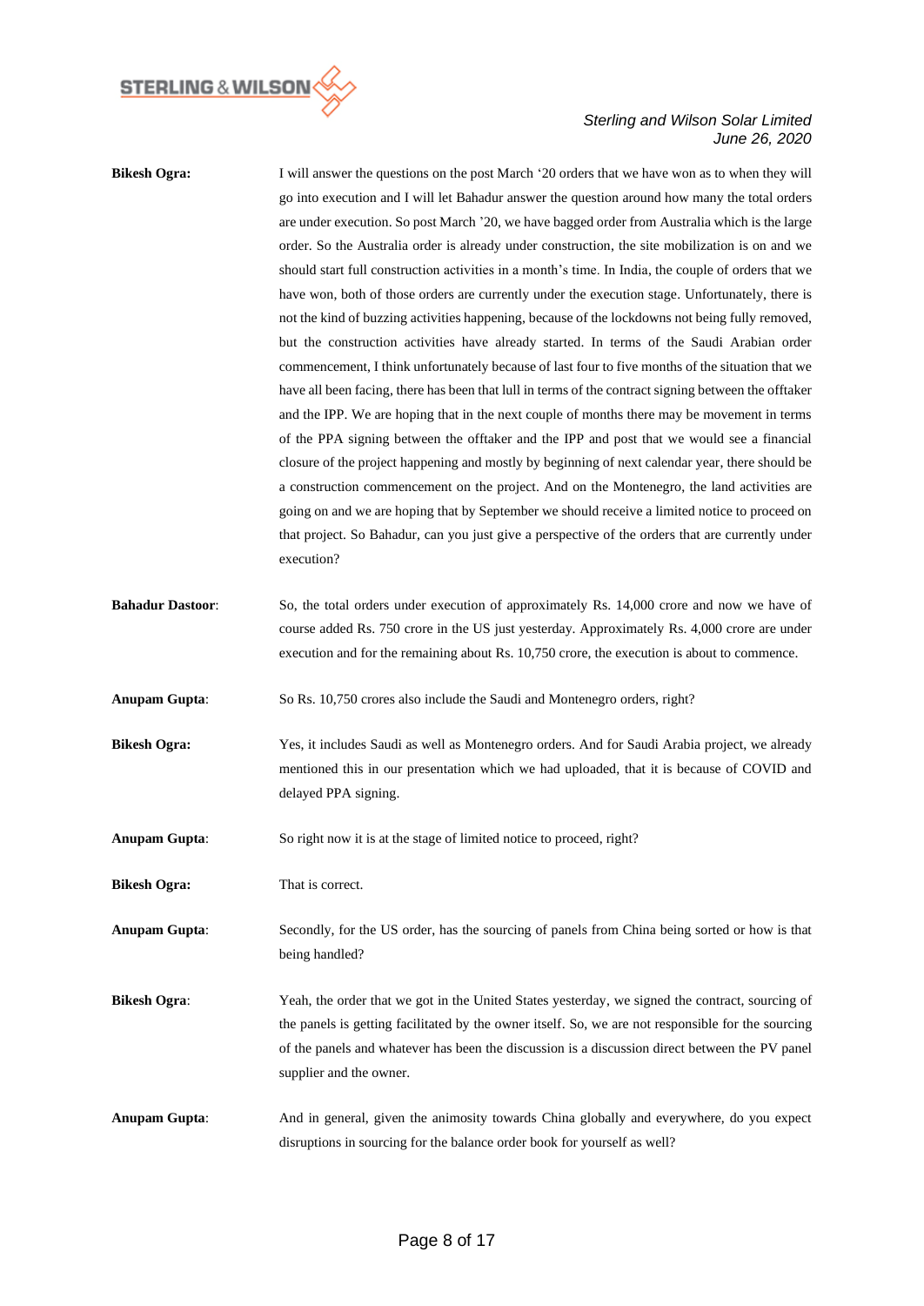**Bikesh Ogra:** I will answer the questions on the post March '20 orders that we have won as to when they will go into execution and I will let Bahadur answer the question around how many the total orders are under execution. So post March '20, we have bagged order from Australia which is the large order. So the Australia order is already under construction, the site mobilization is on and we should start full construction activities in a month's time. In India, the couple of orders that we have won, both of those orders are currently under the execution stage. Unfortunately, there is not the kind of buzzing activities happening, because of the lockdowns not being fully removed, but the construction activities have already started. In terms of the Saudi Arabian order commencement, I think unfortunately because of last four to five months of the situation that we have all been facing, there has been that lull in terms of the contract signing between the offtaker and the IPP. We are hoping that in the next couple of months there may be movement in terms of the PPA signing between the offtaker and the IPP and post that we would see a financial closure of the project happening and mostly by beginning of next calendar year, there should be a construction commencement on the project. And on the Montenegro, the land activities are going on and we are hoping that by September we should receive a limited notice to proceed on that project. So Bahadur, can you just give a perspective of the orders that are currently under execution?

**Bahadur Dastoor**: So, the total orders under execution of approximately Rs. 14,000 crore and now we have of course added Rs. 750 crore in the US just yesterday. Approximately Rs. 4,000 crore are under execution and for the remaining about Rs. 10,750 crore, the execution is about to commence.

**Anupam Gupta**: So Rs. 10,750 crores also include the Saudi and Montenegro orders, right?

**Bikesh Ogra:** Yes, it includes Saudi as well as Montenegro orders. And for Saudi Arabia project, we already mentioned this in our presentation which we had uploaded, that it is because of COVID and delayed PPA signing.

**Anupam Gupta**: So right now it is at the stage of limited notice to proceed, right?

**Bikesh Ogra:** That is correct.

**Anupam Gupta**: Secondly, for the US order, has the sourcing of panels from China being sorted or how is that being handled?

**Bikesh Ogra**: Yeah, the order that we got in the United States yesterday, we signed the contract, sourcing of the panels is getting facilitated by the owner itself. So, we are not responsible for the sourcing of the panels and whatever has been the discussion is a discussion direct between the PV panel supplier and the owner.

**Anupam Gupta**: And in general, given the animosity towards China globally and everywhere, do you expect disruptions in sourcing for the balance order book for yourself as well?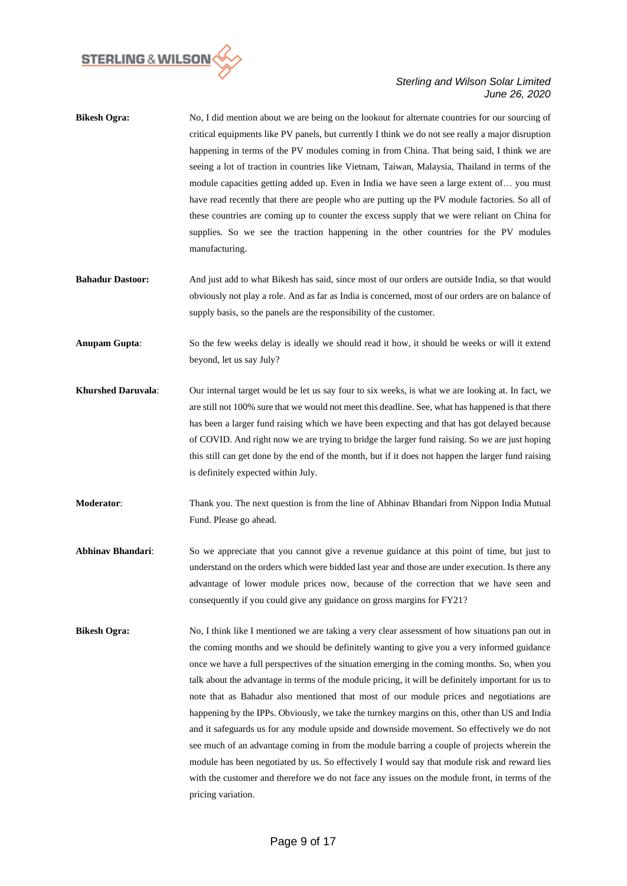**Bikesh Ogra:** No, I did mention about we are being on the lookout for alternate countries for our sourcing of critical equipments like PV panels, but currently I think we do not see really a major disruption happening in terms of the PV modules coming in from China. That being said, I think we are seeing a lot of traction in countries like Vietnam, Taiwan, Malaysia, Thailand in terms of the module capacities getting added up. Even in India we have seen a large extent of… you must have read recently that there are people who are putting up the PV module factories. So all of these countries are coming up to counter the excess supply that we were reliant on China for supplies. So we see the traction happening in the other countries for the PV modules manufacturing.

**Bahadur Dastoor:** And just add to what Bikesh has said, since most of our orders are outside India, so that would obviously not play a role. And as far as India is concerned, most of our orders are on balance of supply basis, so the panels are the responsibility of the customer.

**Anupam Gupta**: So the few weeks delay is ideally we should read it how, it should be weeks or will it extend beyond, let us say July?

**Khurshed Daruvala**: Our internal target would be let us say four to six weeks, is what we are looking at. In fact, we are still not 100% sure that we would not meet this deadline. See, what has happened is that there has been a larger fund raising which we have been expecting and that has got delayed because of COVID. And right now we are trying to bridge the larger fund raising. So we are just hoping this still can get done by the end of the month, but if it does not happen the larger fund raising is definitely expected within July.

**Moderator**: Thank you. The next question is from the line of Abhinav Bhandari from Nippon India Mutual Fund. Please go ahead.

**Abhinav Bhandari**: So we appreciate that you cannot give a revenue guidance at this point of time, but just to understand on the orders which were bidded last year and those are under execution. Is there any advantage of lower module prices now, because of the correction that we have seen and consequently if you could give any guidance on gross margins for FY21?

**Bikesh Ogra:** No, I think like I mentioned we are taking a very clear assessment of how situations pan out in the coming months and we should be definitely wanting to give you a very informed guidance once we have a full perspectives of the situation emerging in the coming months. So, when you talk about the advantage in terms of the module pricing, it will be definitely important for us to note that as Bahadur also mentioned that most of our module prices and negotiations are happening by the IPPs. Obviously, we take the turnkey margins on this, other than US and India and it safeguards us for any module upside and downside movement. So effectively we do not see much of an advantage coming in from the module barring a couple of projects wherein the module has been negotiated by us. So effectively I would say that module risk and reward lies with the customer and therefore we do not face any issues on the module front, in terms of the pricing variation.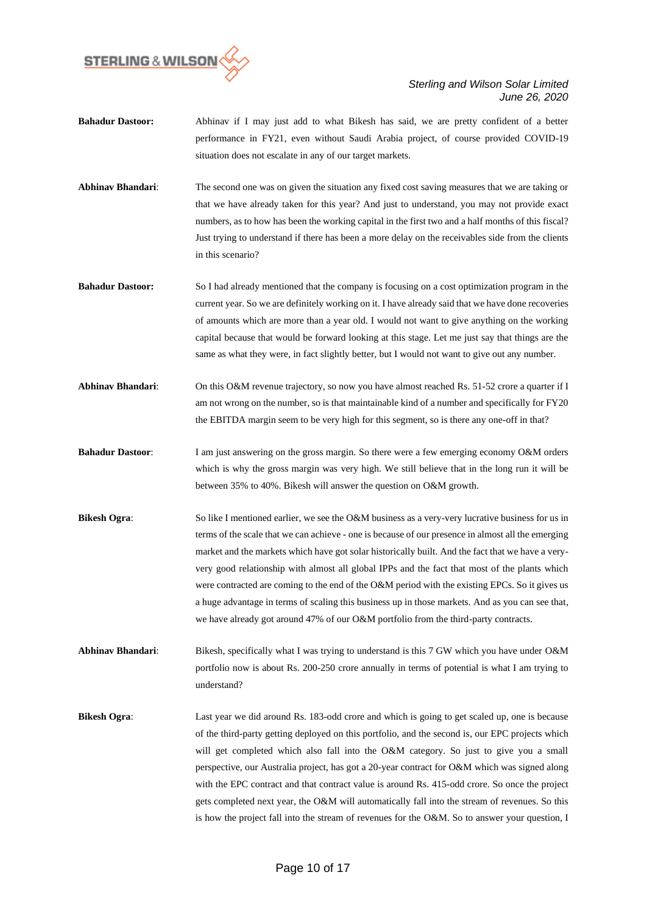**Bahadur Dastoor:** Abhinav if I may just add to what Bikesh has said, we are pretty confident of a better performance in FY21, even without Saudi Arabia project, of course provided COVID-19 situation does not escalate in any of our target markets.

**Abhinav Bhandari**: The second one was on given the situation any fixed cost saving measures that we are taking or that we have already taken for this year? And just to understand, you may not provide exact numbers, as to how has been the working capital in the first two and a half months of this fiscal? Just trying to understand if there has been a more delay on the receivables side from the clients in this scenario?

**Bahadur Dastoor:** So I had already mentioned that the company is focusing on a cost optimization program in the current year. So we are definitely working on it. I have already said that we have done recoveries of amounts which are more than a year old. I would not want to give anything on the working capital because that would be forward looking at this stage. Let me just say that things are the same as what they were, in fact slightly better, but I would not want to give out any number.

**Abhinav Bhandari**: On this O&M revenue trajectory, so now you have almost reached Rs. 51-52 crore a quarter if I am not wrong on the number, so is that maintainable kind of a number and specifically for FY20 the EBITDA margin seem to be very high for this segment, so is there any one-off in that?

**Bahadur Dastoor**: I am just answering on the gross margin. So there were a few emerging economy O&M orders which is why the gross margin was very high. We still believe that in the long run it will be between 35% to 40%. Bikesh will answer the question on O&M growth.

**Bikesh Ogra**: So like I mentioned earlier, we see the O&M business as a very-very lucrative business for us in terms of the scale that we can achieve - one is because of our presence in almost all the emerging market and the markets which have got solar historically built. And the fact that we have a very-very good relationship with almost all global IPPs and the fact that most of the plants which were contracted are coming to the end of the O&M period with the existing EPCs. So it gives us a huge advantage in terms of scaling this business up in those markets. And as you can see that, we have already got around 47% of our O&M portfolio from the third-party contracts.

**Abhinav Bhandari**: Bikesh, specifically what I was trying to understand is this 7 GW which you have under O&M portfolio now is about Rs. 200-250 crore annually in terms of potential is what I am trying to understand?

**Bikesh Ogra**: Last year we did around Rs. 183-odd crore and which is going to get scaled up, one is because of the third-party getting deployed on this portfolio, and the second is, our EPC projects which will get completed which also fall into the O&M category. So just to give you a small perspective, our Australia project, has got a 20-year contract for O&M which was signed along with the EPC contract and that contract value is around Rs. 415-odd crore. So once the project gets completed next year, the O&M will automatically fall into the stream of revenues. So this is how the project fall into the stream of revenues for the O&M. So to answer your question, I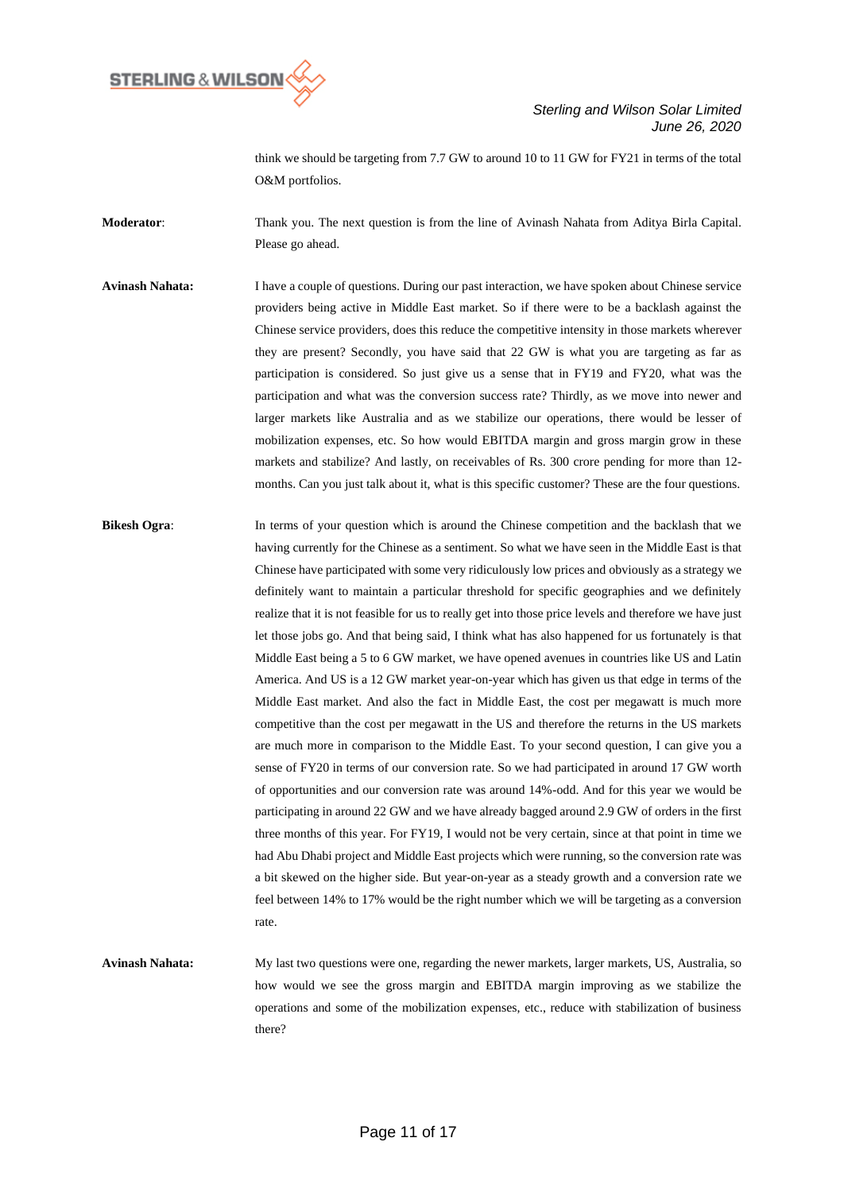think we should be targeting from 7.7 GW to around 10 to 11 GW for FY21 in terms of the total O&M portfolios.

**Moderator**: Thank you. The next question is from the line of Avinash Nahata from Aditya Birla Capital. Please go ahead.

**Avinash Nahata:** I have a couple of questions. During our past interaction, we have spoken about Chinese service providers being active in Middle East market. So if there were to be a backlash against the Chinese service providers, does this reduce the competitive intensity in those markets wherever they are present? Secondly, you have said that 22 GW is what you are targeting as far as participation is considered. So just give us a sense that in FY19 and FY20, what was the participation and what was the conversion success rate? Thirdly, as we move into newer and larger markets like Australia and as we stabilize our operations, there would be lesser of mobilization expenses, etc. So how would EBITDA margin and gross margin grow in these markets and stabilize? And lastly, on receivables of Rs. 300 crore pending for more than 12-months. Can you just talk about it, what is this specific customer? These are the four questions.

**Bikesh Ogra**: In terms of your question which is around the Chinese competition and the backlash that we having currently for the Chinese as a sentiment. So what we have seen in the Middle East is that Chinese have participated with some very ridiculously low prices and obviously as a strategy we definitely want to maintain a particular threshold for specific geographies and we definitely realize that it is not feasible for us to really get into those price levels and therefore we have just let those jobs go. And that being said, I think what has also happened for us fortunately is that Middle East being a 5 to 6 GW market, we have opened avenues in countries like US and Latin America. And US is a 12 GW market year-on-year which has given us that edge in terms of the Middle East market. And also the fact in Middle East, the cost per megawatt is much more competitive than the cost per megawatt in the US and therefore the returns in the US markets are much more in comparison to the Middle East. To your second question, I can give you a sense of FY20 in terms of our conversion rate. So we had participated in around 17 GW worth of opportunities and our conversion rate was around 14%-odd. And for this year we would be participating in around 22 GW and we have already bagged around 2.9 GW of orders in the first three months of this year. For FY19, I would not be very certain, since at that point in time we had Abu Dhabi project and Middle East projects which were running, so the conversion rate was a bit skewed on the higher side. But year-on-year as a steady growth and a conversion rate we feel between 14% to 17% would be the right number which we will be targeting as a conversion rate.

**Avinash Nahata:** My last two questions were one, regarding the newer markets, larger markets, US, Australia, so how would we see the gross margin and EBITDA margin improving as we stabilize the operations and some of the mobilization expenses, etc., reduce with stabilization of business there?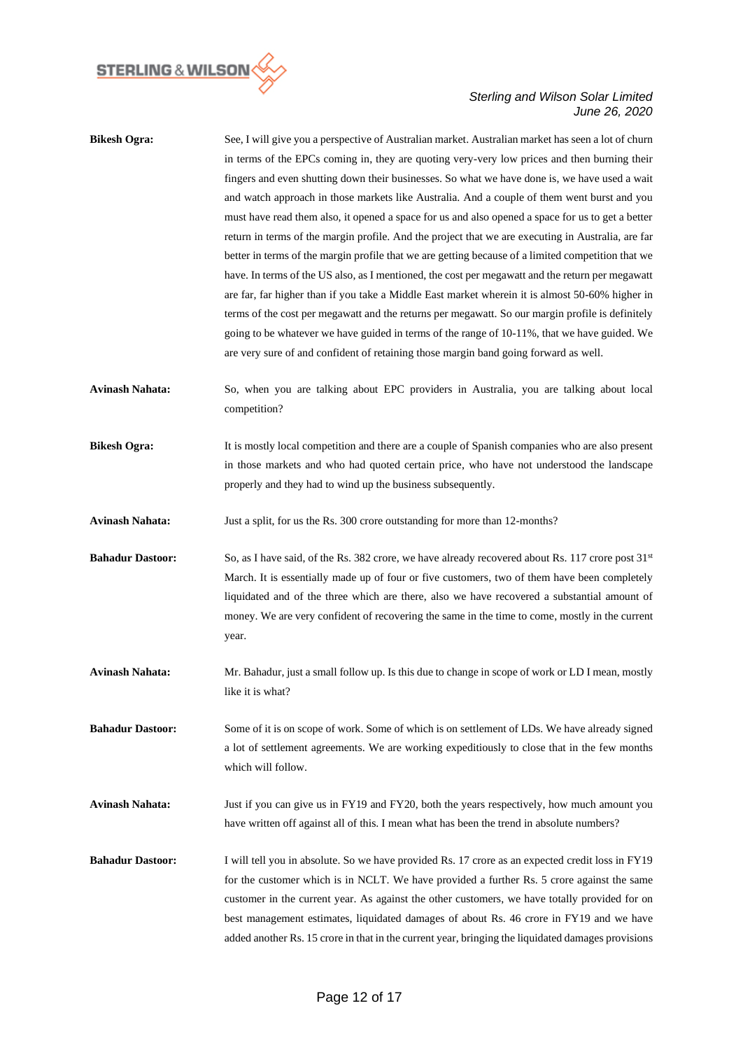**Bikesh Ogra:** See, I will give you a perspective of Australian market. Australian market has seen a lot of churn in terms of the EPCs coming in, they are quoting very-very low prices and then burning their fingers and even shutting down their businesses. So what we have done is, we have used a wait and watch approach in those markets like Australia. And a couple of them went burst and you must have read them also, it opened a space for us and also opened a space for us to get a better return in terms of the margin profile. And the project that we are executing in Australia, are far better in terms of the margin profile that we are getting because of a limited competition that we have. In terms of the US also, as I mentioned, the cost per megawatt and the return per megawatt are far, far higher than if you take a Middle East market wherein it is almost 50-60% higher in terms of the cost per megawatt and the returns per megawatt. So our margin profile is definitely going to be whatever we have guided in terms of the range of 10-11%, that we have guided. We are very sure of and confident of retaining those margin band going forward as well.

**Avinash Nahata:** So, when you are talking about EPC providers in Australia, you are talking about local competition?

**Bikesh Ogra:** It is mostly local competition and there are a couple of Spanish companies who are also present in those markets and who had quoted certain price, who have not understood the landscape properly and they had to wind up the business subsequently.

**Avinash Nahata:** Just a split, for us the Rs. 300 crore outstanding for more than 12-months?

**Bahadur Dastoor:** So, as I have said, of the Rs. 382 crore, we have already recovered about Rs. 117 crore post 31st March. It is essentially made up of four or five customers, two of them have been completely liquidated and of the three which are there, also we have recovered a substantial amount of money. We are very confident of recovering the same in the time to come, mostly in the current year.

**Avinash Nahata:** Mr. Bahadur, just a small follow up. Is this due to change in scope of work or LD I mean, mostly like it is what?

**Bahadur Dastoor:** Some of it is on scope of work. Some of which is on settlement of LDs. We have already signed a lot of settlement agreements. We are working expeditiously to close that in the few months which will follow.

**Avinash Nahata:** Just if you can give us in FY19 and FY20, both the years respectively, how much amount you have written off against all of this. I mean what has been the trend in absolute numbers?

**Bahadur Dastoor:** I will tell you in absolute. So we have provided Rs. 17 crore as an expected credit loss in FY19 for the customer which is in NCLT. We have provided a further Rs. 5 crore against the same customer in the current year. As against the other customers, we have totally provided for on best management estimates, liquidated damages of about Rs. 46 crore in FY19 and we have added another Rs. 15 crore in that in the current year, bringing the liquidated damages provisions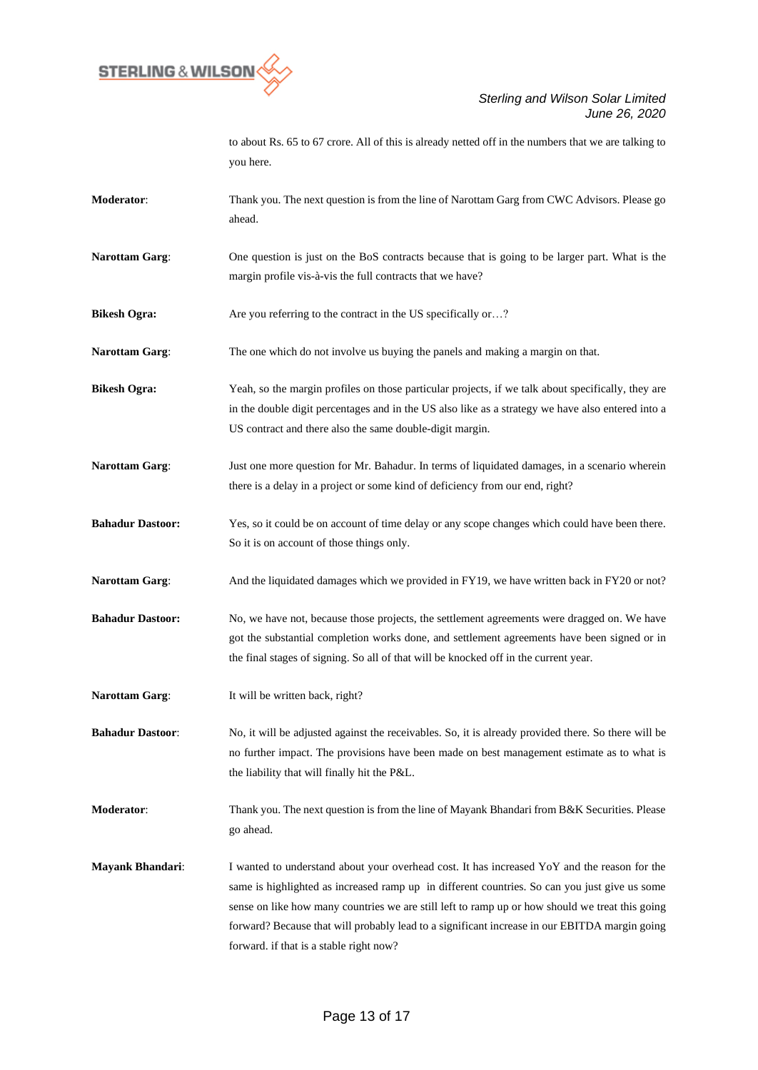to about Rs. 65 to 67 crore. All of this is already netted off in the numbers that we are talking to you here.

**Moderator**: Thank you. The next question is from the line of Narottam Garg from CWC Advisors. Please go ahead.

**Narottam Garg**: One question is just on the BoS contracts because that is going to be larger part. What is the margin profile vis-à-vis the full contracts that we have?

**Bikesh Ogra:** Are you referring to the contract in the US specifically or…?

**Narottam Garg**: The one which do not involve us buying the panels and making a margin on that.

**Bikesh Ogra:** Yeah, so the margin profiles on those particular projects, if we talk about specifically, they are in the double digit percentages and in the US also like as a strategy we have also entered into a US contract and there also the same double-digit margin.

**Narottam Garg**: Just one more question for Mr. Bahadur. In terms of liquidated damages, in a scenario wherein there is a delay in a project or some kind of deficiency from our end, right?

**Bahadur Dastoor:** Yes, so it could be on account of time delay or any scope changes which could have been there. So it is on account of those things only.

**Narottam Garg**: And the liquidated damages which we provided in FY19, we have written back in FY20 or not?

**Bahadur Dastoor:** No, we have not, because those projects, the settlement agreements were dragged on. We have got the substantial completion works done, and settlement agreements have been signed or in the final stages of signing. So all of that will be knocked off in the current year.

**Narottam Garg**: It will be written back, right?

**Bahadur Dastoor**: No, it will be adjusted against the receivables. So, it is already provided there. So there will be no further impact. The provisions have been made on best management estimate as to what is the liability that will finally hit the P&L.

**Moderator**: Thank you. The next question is from the line of Mayank Bhandari from B&K Securities. Please go ahead.

**Mayank Bhandari**: I wanted to understand about your overhead cost. It has increased YoY and the reason for the same is highlighted as increased ramp up in different countries. So can you just give us some sense on like how many countries we are still left to ramp up or how should we treat this going forward? Because that will probably lead to a significant increase in our EBITDA margin going forward. if that is a stable right now?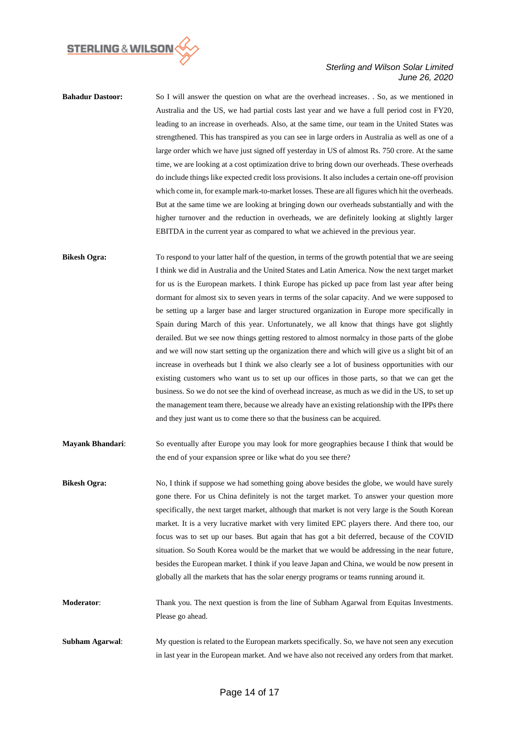**Bahadur Dastoor:** So I will answer the question on what are the overhead increases. . So, as we mentioned in Australia and the US, we had partial costs last year and we have a full period cost in FY20, leading to an increase in overheads. Also, at the same time, our team in the United States was strengthened. This has transpired as you can see in large orders in Australia as well as one of a large order which we have just signed off yesterday in US of almost Rs. 750 crore. At the same time, we are looking at a cost optimization drive to bring down our overheads. These overheads do include things like expected credit loss provisions. It also includes a certain one-off provision which come in, for example mark-to-market losses. These are all figures which hit the overheads. But at the same time we are looking at bringing down our overheads substantially and with the higher turnover and the reduction in overheads, we are definitely looking at slightly larger EBITDA in the current year as compared to what we achieved in the previous year.

**Bikesh Ogra:** To respond to your latter half of the question, in terms of the growth potential that we are seeing I think we did in Australia and the United States and Latin America. Now the next target market for us is the European markets. I think Europe has picked up pace from last year after being dormant for almost six to seven years in terms of the solar capacity. And we were supposed to be setting up a larger base and larger structured organization in Europe more specifically in Spain during March of this year. Unfortunately, we all know that things have got slightly derailed. But we see now things getting restored to almost normalcy in those parts of the globe and we will now start setting up the organization there and which will give us a slight bit of an increase in overheads but I think we also clearly see a lot of business opportunities with our existing customers who want us to set up our offices in those parts, so that we can get the business. So we do not see the kind of overhead increase, as much as we did in the US, to set up the management team there, because we already have an existing relationship with the IPPs there and they just want us to come there so that the business can be acquired.

**Mayank Bhandari**: So eventually after Europe you may look for more geographies because I think that would be the end of your expansion spree or like what do you see there?

**Bikesh Ogra:** No, I think if suppose we had something going above besides the globe, we would have surely gone there. For us China definitely is not the target market. To answer your question more specifically, the next target market, although that market is not very large is the South Korean market. It is a very lucrative market with very limited EPC players there. And there too, our focus was to set up our bases. But again that has got a bit deferred, because of the COVID situation. So South Korea would be the market that we would be addressing in the near future, besides the European market. I think if you leave Japan and China, we would be now present in globally all the markets that has the solar energy programs or teams running around it.

**Moderator**: Thank you. The next question is from the line of Subham Agarwal from Equitas Investments. Please go ahead.

**Subham Agarwal**: My question is related to the European markets specifically. So, we have not seen any execution in last year in the European market. And we have also not received any orders from that market.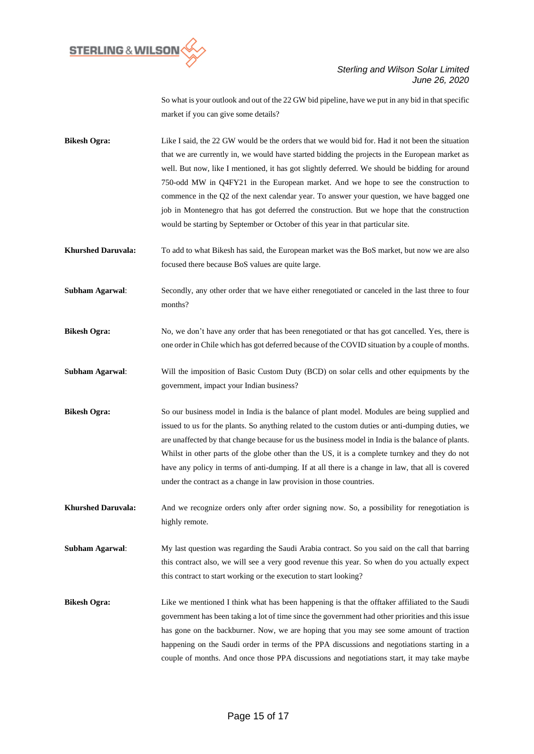So what is your outlook and out of the 22 GW bid pipeline, have we put in any bid in that specific market if you can give some details?

**Bikesh Ogra:** Like I said, the 22 GW would be the orders that we would bid for. Had it not been the situation that we are currently in, we would have started bidding the projects in the European market as well. But now, like I mentioned, it has got slightly deferred. We should be bidding for around 750-odd MW in Q4FY21 in the European market. And we hope to see the construction to commence in the Q2 of the next calendar year. To answer your question, we have bagged one job in Montenegro that has got deferred the construction. But we hope that the construction would be starting by September or October of this year in that particular site.

**Khurshed Daruvala:** To add to what Bikesh has said, the European market was the BoS market, but now we are also focused there because BoS values are quite large.

**Subham Agarwal:** Secondly, any other order that we have either renegotiated or canceled in the last three to four months?

**Bikesh Ogra:** No, we don't have any order that has been renegotiated or that has got cancelled. Yes, there is one order in Chile which has got deferred because of the COVID situation by a couple of months.

**Subham Agarwal:** Will the imposition of Basic Custom Duty (BCD) on solar cells and other equipments by the government, impact your Indian business?

**Bikesh Ogra:** So our business model in India is the balance of plant model. Modules are being supplied and issued to us for the plants. So anything related to the custom duties or anti-dumping duties, we are unaffected by that change because for us the business model in India is the balance of plants. Whilst in other parts of the globe other than the US, it is a complete turnkey and they do not have any policy in terms of anti-dumping. If at all there is a change in law, that all is covered under the contract as a change in law provision in those countries.

**Khurshed Daruvala:** And we recognize orders only after order signing now. So, a possibility for renegotiation is highly remote.

**Subham Agarwal:** My last question was regarding the Saudi Arabia contract. So you said on the call that barring this contract also, we will see a very good revenue this year. So when do you actually expect this contract to start working or the execution to start looking?

**Bikesh Ogra:** Like we mentioned I think what has been happening is that the offtaker affiliated to the Saudi government has been taking a lot of time since the government had other priorities and this issue has gone on the backburner. Now, we are hoping that you may see some amount of traction happening on the Saudi order in terms of the PPA discussions and negotiations starting in a couple of months. And once those PPA discussions and negotiations start, it may take maybe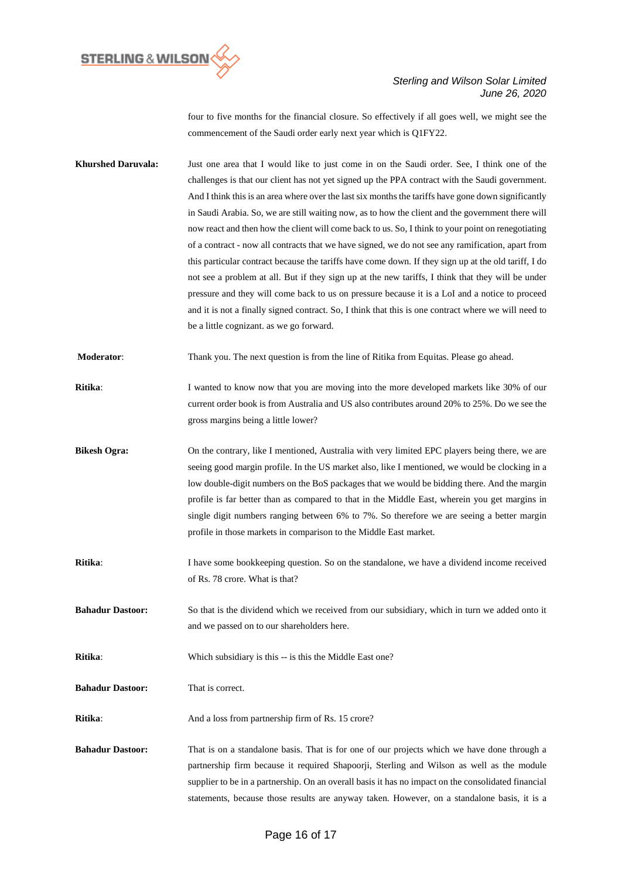four to five months for the financial closure. So effectively if all goes well, we might see the commencement of the Saudi order early next year which is Q1FY22.

**Khurshed Daruvala:** Just one area that I would like to just come in on the Saudi order. See, I think one of the challenges is that our client has not yet signed up the PPA contract with the Saudi government. And I think this is an area where over the last six months the tariffs have gone down significantly in Saudi Arabia. So, we are still waiting now, as to how the client and the government there will now react and then how the client will come back to us. So, I think to your point on renegotiating of a contract - now all contracts that we have signed, we do not see any ramification, apart from this particular contract because the tariffs have come down. If they sign up at the old tariff, I do not see a problem at all. But if they sign up at the new tariffs, I think that they will be under pressure and they will come back to us on pressure because it is a LoI and a notice to proceed and it is not a finally signed contract. So, I think that this is one contract where we will need to be a little cognizant. as we go forward.

**Moderator**: Thank you. The next question is from the line of Ritika from Equitas. Please go ahead.

**Ritika**: I wanted to know now that you are moving into the more developed markets like 30% of our current order book is from Australia and US also contributes around 20% to 25%. Do we see the gross margins being a little lower?

**Bikesh Ogra:** On the contrary, like I mentioned, Australia with very limited EPC players being there, we are seeing good margin profile. In the US market also, like I mentioned, we would be clocking in a low double-digit numbers on the BoS packages that we would be bidding there. And the margin profile is far better than as compared to that in the Middle East, wherein you get margins in single digit numbers ranging between 6% to 7%. So therefore we are seeing a better margin profile in those markets in comparison to the Middle East market.

**Ritika**: I have some bookkeeping question. So on the standalone, we have a dividend income received of Rs. 78 crore. What is that?

**Bahadur Dastoor:** So that is the dividend which we received from our subsidiary, which in turn we added onto it and we passed on to our shareholders here.

**Ritika**: Which subsidiary is this -- is this the Middle East one?

**Bahadur Dastoor:** That is correct.

**Ritika**: And a loss from partnership firm of Rs. 15 crore?

**Bahadur Dastoor:** That is on a standalone basis. That is for one of our projects which we have done through a partnership firm because it required Shapoorji, Sterling and Wilson as well as the module supplier to be in a partnership. On an overall basis it has no impact on the consolidated financial statements, because those results are anyway taken. However, on a standalone basis, it is a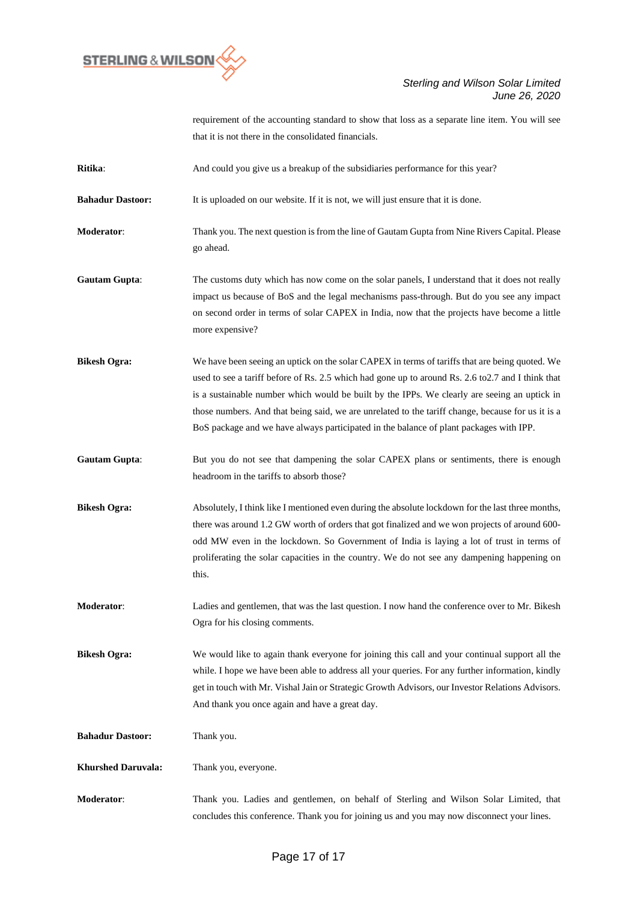requirement of the accounting standard to show that loss as a separate line item. You will see that it is not there in the consolidated financials.

**Ritika**: And could you give us a breakup of the subsidiaries performance for this year?

**Bahadur Dastoor:** It is uploaded on our website. If it is not, we will just ensure that it is done.

**Moderator**: Thank you. The next question is from the line of Gautam Gupta from Nine Rivers Capital. Please go ahead.

**Gautam Gupta**: The customs duty which has now come on the solar panels, I understand that it does not really impact us because of BoS and the legal mechanisms pass-through. But do you see any impact on second order in terms of solar CAPEX in India, now that the projects have become a little more expensive?

**Bikesh Ogra:** We have been seeing an uptick on the solar CAPEX in terms of tariffs that are being quoted. We used to see a tariff before of Rs. 2.5 which had gone up to around Rs. 2.6 to2.7 and I think that is a sustainable number which would be built by the IPPs. We clearly are seeing an uptick in those numbers. And that being said, we are unrelated to the tariff change, because for us it is a BoS package and we have always participated in the balance of plant packages with IPP.

**Gautam Gupta**: But you do not see that dampening the solar CAPEX plans or sentiments, there is enough headroom in the tariffs to absorb those?

**Bikesh Ogra:** Absolutely, I think like I mentioned even during the absolute lockdown for the last three months, there was around 1.2 GW worth of orders that got finalized and we won projects of around 600-odd MW even in the lockdown. So Government of India is laying a lot of trust in terms of proliferating the solar capacities in the country. We do not see any dampening happening on this.

**Moderator**: Ladies and gentlemen, that was the last question. I now hand the conference over to Mr. Bikesh Ogra for his closing comments.

**Bikesh Ogra:** We would like to again thank everyone for joining this call and your continual support all the while. I hope we have been able to address all your queries. For any further information, kindly get in touch with Mr. Vishal Jain or Strategic Growth Advisors, our Investor Relations Advisors. And thank you once again and have a great day.

**Bahadur Dastoor:** Thank you.

**Khurshed Daruvala:** Thank you, everyone.

**Moderator**: Thank you. Ladies and gentlemen, on behalf of Sterling and Wilson Solar Limited, that concludes this conference. Thank you for joining us and you may now disconnect your lines.